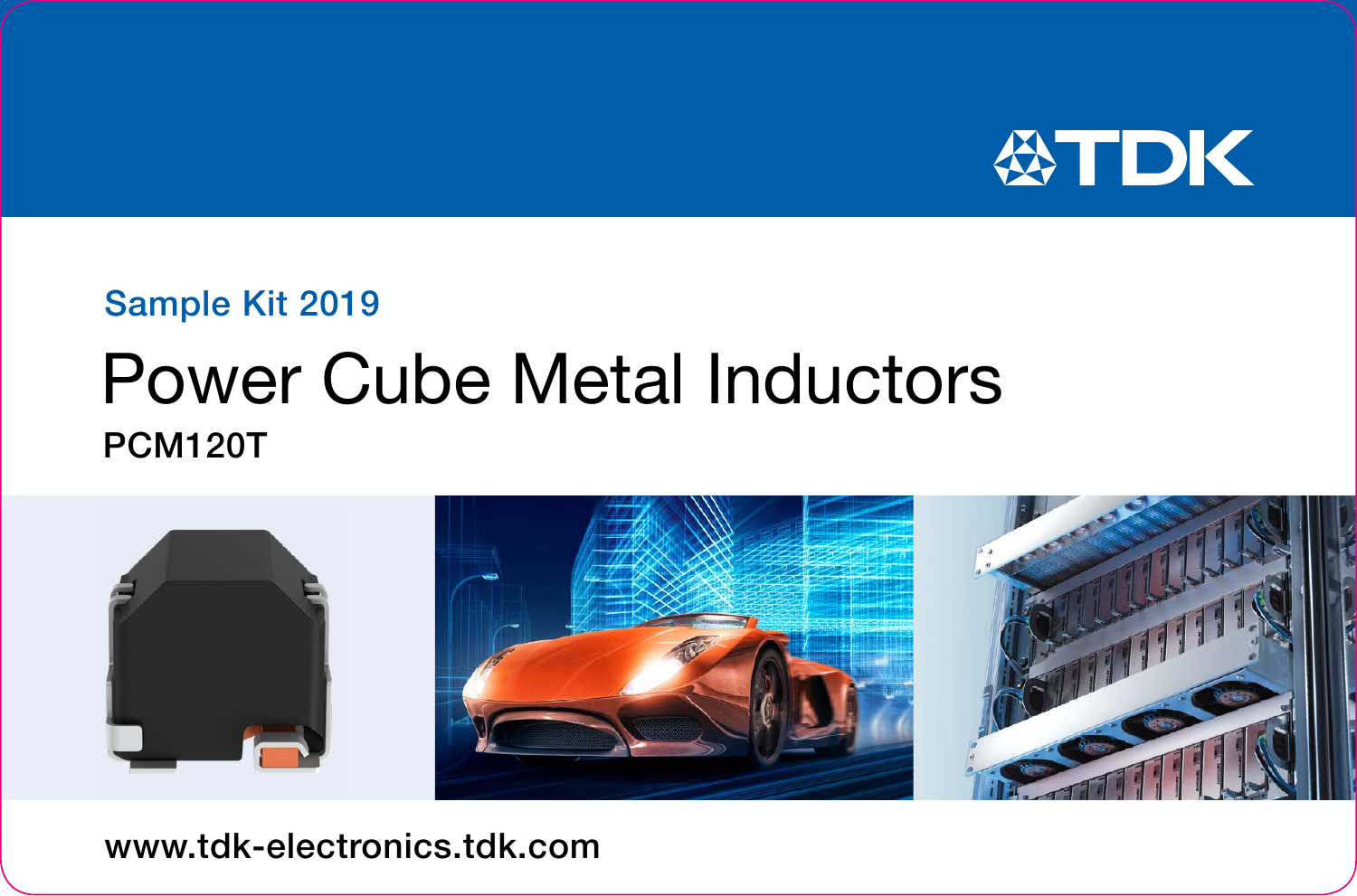TDK

Sample Kit 2019

# Power Cube Metal Inductors

PCM120T

www.tdk-electronics.tdk.com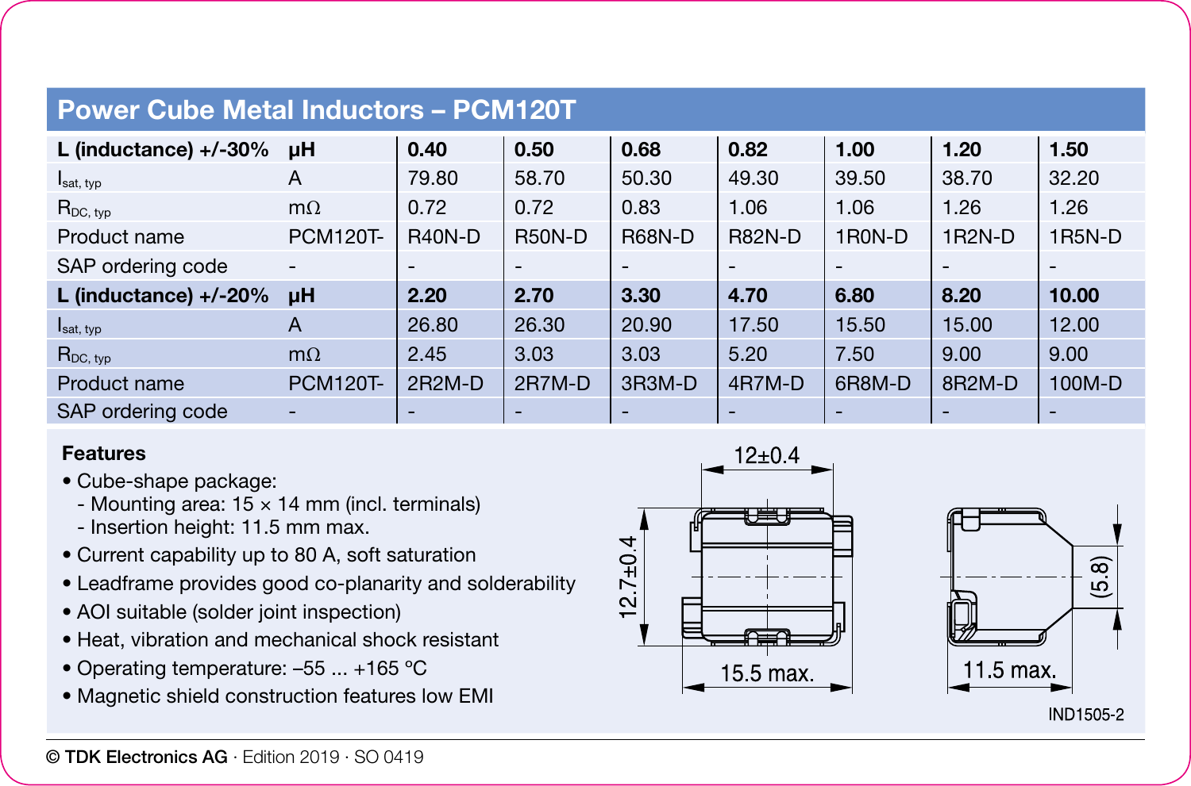## Power Cube Metal Inductors – PCM120T

| L (inductance) +/-30% | µH | 0.40 | 0.50 | 0.68 | 0.82 | 1.00 | 1.20 | 1.50 |
|---|---|---|---|---|---|---|---|---|
| $I_{sat, typ}$ | A | 79.80 | 58.70 | 50.30 | 49.30 | 39.50 | 38.70 | 32.20 |
| $R_{DC, typ}$ | mΩ | 0.72 | 0.72 | 0.83 | 1.06 | 1.06 | 1.26 | 1.26 |
| Product name | PCM120T- | R40N-D | R50N-D | R68N-D | R82N-D | 1R0N-D | 1R2N-D | 1R5N-D |
| SAP ordering code | - | - | - | - | - | - | - | - |
| **L (inductance) +/-20%** | **µH** | **2.20** | **2.70** | **3.30** | **4.70** | **6.80** | **8.20** | **10.00** |
| $I_{sat, typ}$ | A | 26.80 | 26.30 | 20.90 | 17.50 | 15.50 | 15.00 | 12.00 |
| $R_{DC, typ}$ | mΩ | 2.45 | 3.03 | 3.03 | 5.20 | 7.50 | 9.00 | 9.00 |
| Product name | PCM120T- | 2R2M-D | 2R7M-D | 3R3M-D | 4R7M-D | 6R8M-D | 8R2M-D | 100M-D |
| SAP ordering code | - | - | - | - | - | - | - | - |

**Features**

- Cube-shape package:
  - Mounting area: 15 × 14 mm (incl. terminals)
  - Insertion height: 11.5 mm max.
- Current capability up to 80 A, soft saturation
- Leadframe provides good co-planarity and solderability
- AOI suitable (solder joint inspection)
- Heat, vibration and mechanical shock resistant
- Operating temperature: –55 ... +165 °C
- Magnetic shield construction features low EMI

12±0.4

12.7±0.4

15.5 max.

(5.8)

11.5 max.

IND1505-2

© TDK Electronics AG · Edition 2019 · SO 0419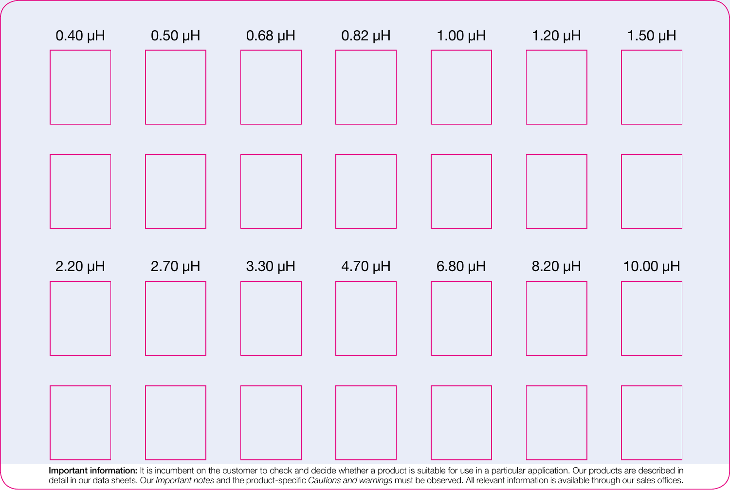0.40 µH

0.50 µH

0.68 µH

0.82 µH

1.00 µH

1.20 µH

1.50 µH

2.20 µH

2.70 µH

3.30 µH

4.70 µH

6.80 µH

8.20 µH

10.00 µH

**Important information:** It is incumbent on the customer to check and decide whether a product is suitable for use in a particular application. Our products are described in detail in our data sheets. Our *Important notes* and the product-specific *Cautions and warnings* must be observed. All relevant information is available through our sales offices.